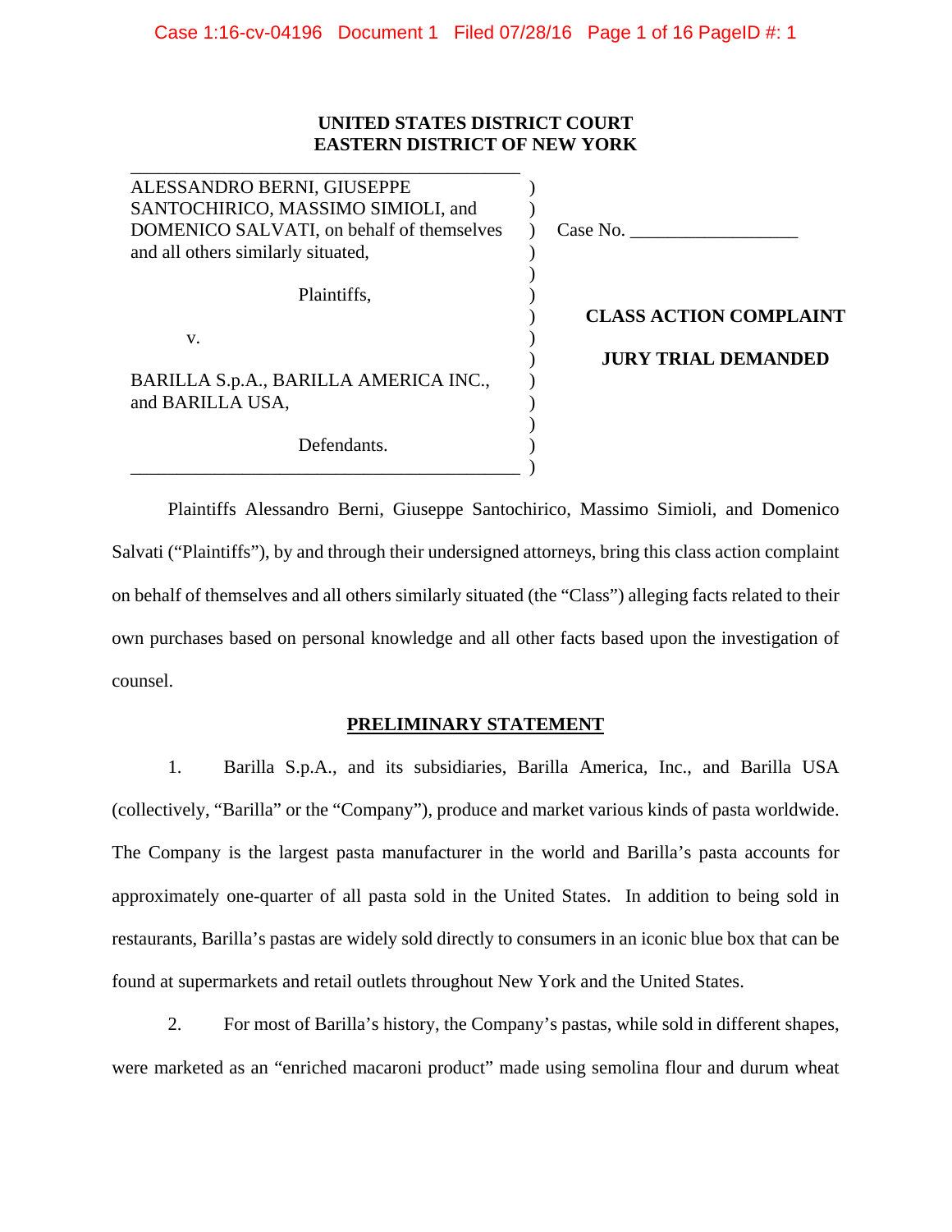**UNITED STATES DISTRICT COURT**
**EASTERN DISTRICT OF NEW YORK**

ALESSANDRO BERNI, GIUSEPPE SANTOCHIRICO, MASSIMO SIMIOLI, and DOMENICO SALVATI, on behalf of themselves and all others similarly situated,

Plaintiffs,

v.

BARILLA S.p.A., BARILLA AMERICA INC., and BARILLA USA,

Defendants.

Case No. ________________

**CLASS ACTION COMPLAINT**

**JURY TRIAL DEMANDED**

Plaintiffs Alessandro Berni, Giuseppe Santochirico, Massimo Simioli, and Domenico Salvati ("Plaintiffs"), by and through their undersigned attorneys, bring this class action complaint on behalf of themselves and all others similarly situated (the "Class") alleging facts related to their own purchases based on personal knowledge and all other facts based upon the investigation of counsel.

## PRELIMINARY STATEMENT

1. Barilla S.p.A., and its subsidiaries, Barilla America, Inc., and Barilla USA (collectively, "Barilla" or the "Company"), produce and market various kinds of pasta worldwide. The Company is the largest pasta manufacturer in the world and Barilla's pasta accounts for approximately one-quarter of all pasta sold in the United States. In addition to being sold in restaurants, Barilla's pastas are widely sold directly to consumers in an iconic blue box that can be found at supermarkets and retail outlets throughout New York and the United States.

2. For most of Barilla's history, the Company's pastas, while sold in different shapes, were marketed as an "enriched macaroni product" made using semolina flour and durum wheat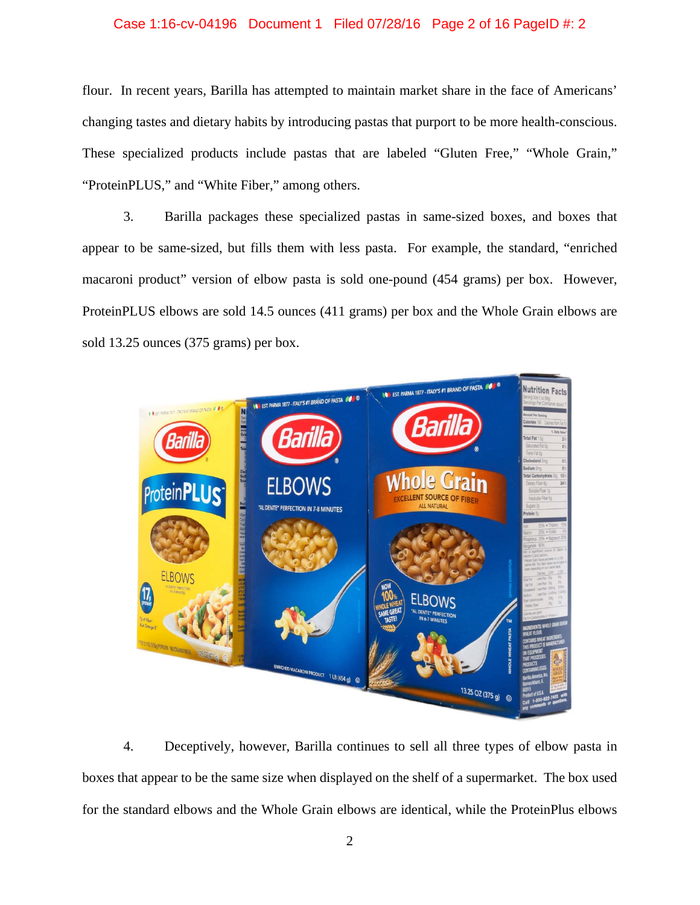flour. In recent years, Barilla has attempted to maintain market share in the face of Americans' changing tastes and dietary habits by introducing pastas that purport to be more health-conscious. These specialized products include pastas that are labeled "Gluten Free," "Whole Grain," "ProteinPLUS," and "White Fiber," among others.

3. Barilla packages these specialized pastas in same-sized boxes, and boxes that appear to be same-sized, but fills them with less pasta. For example, the standard, "enriched macaroni product" version of elbow pasta is sold one-pound (454 grams) per box. However, ProteinPLUS elbows are sold 14.5 ounces (411 grams) per box and the Whole Grain elbows are sold 13.25 ounces (375 grams) per box.

4. Deceptively, however, Barilla continues to sell all three types of elbow pasta in boxes that appear to be the same size when displayed on the shelf of a supermarket. The box used for the standard elbows and the Whole Grain elbows are identical, while the ProteinPlus elbows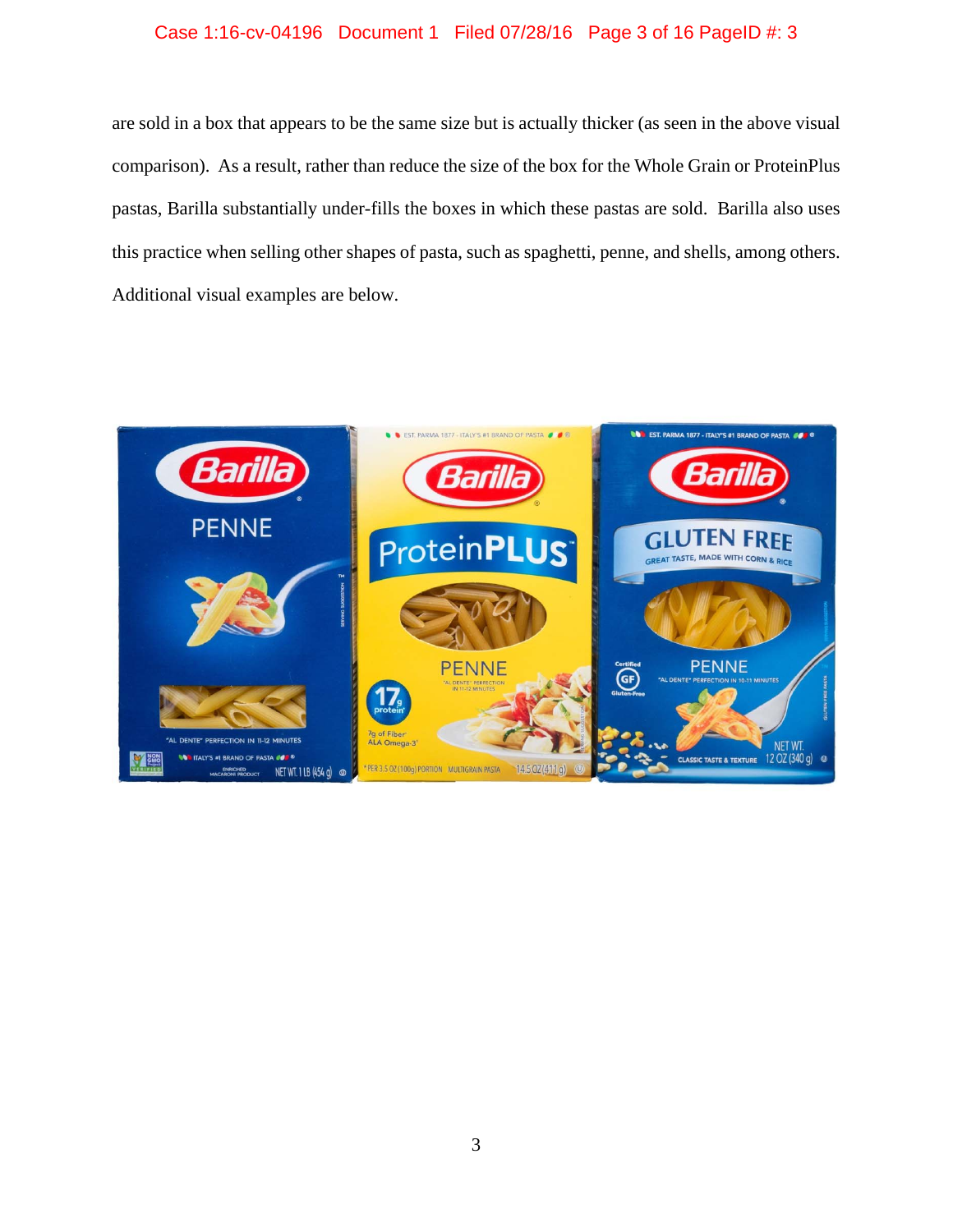are sold in a box that appears to be the same size but is actually thicker (as seen in the above visual comparison). As a result, rather than reduce the size of the box for the Whole Grain or ProteinPlus pastas, Barilla substantially under-fills the boxes in which these pastas are sold. Barilla also uses this practice when selling other shapes of pasta, such as spaghetti, penne, and shells, among others. Additional visual examples are below.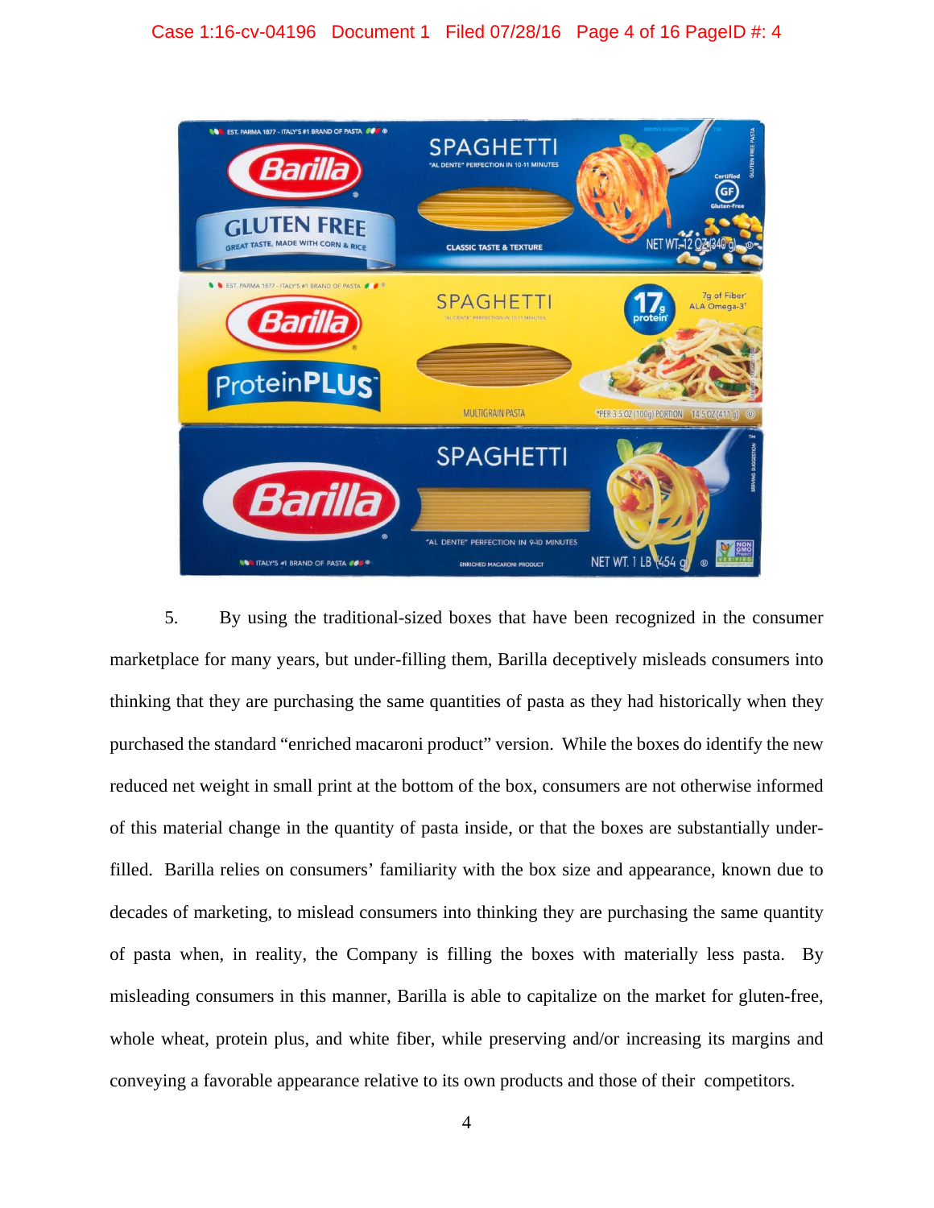5. By using the traditional-sized boxes that have been recognized in the consumer marketplace for many years, but under-filling them, Barilla deceptively misleads consumers into thinking that they are purchasing the same quantities of pasta as they had historically when they purchased the standard "enriched macaroni product" version. While the boxes do identify the new reduced net weight in small print at the bottom of the box, consumers are not otherwise informed of this material change in the quantity of pasta inside, or that the boxes are substantially under-filled. Barilla relies on consumers' familiarity with the box size and appearance, known due to decades of marketing, to mislead consumers into thinking they are purchasing the same quantity of pasta when, in reality, the Company is filling the boxes with materially less pasta. By misleading consumers in this manner, Barilla is able to capitalize on the market for gluten-free, whole wheat, protein plus, and white fiber, while preserving and/or increasing its margins and conveying a favorable appearance relative to its own products and those of their competitors.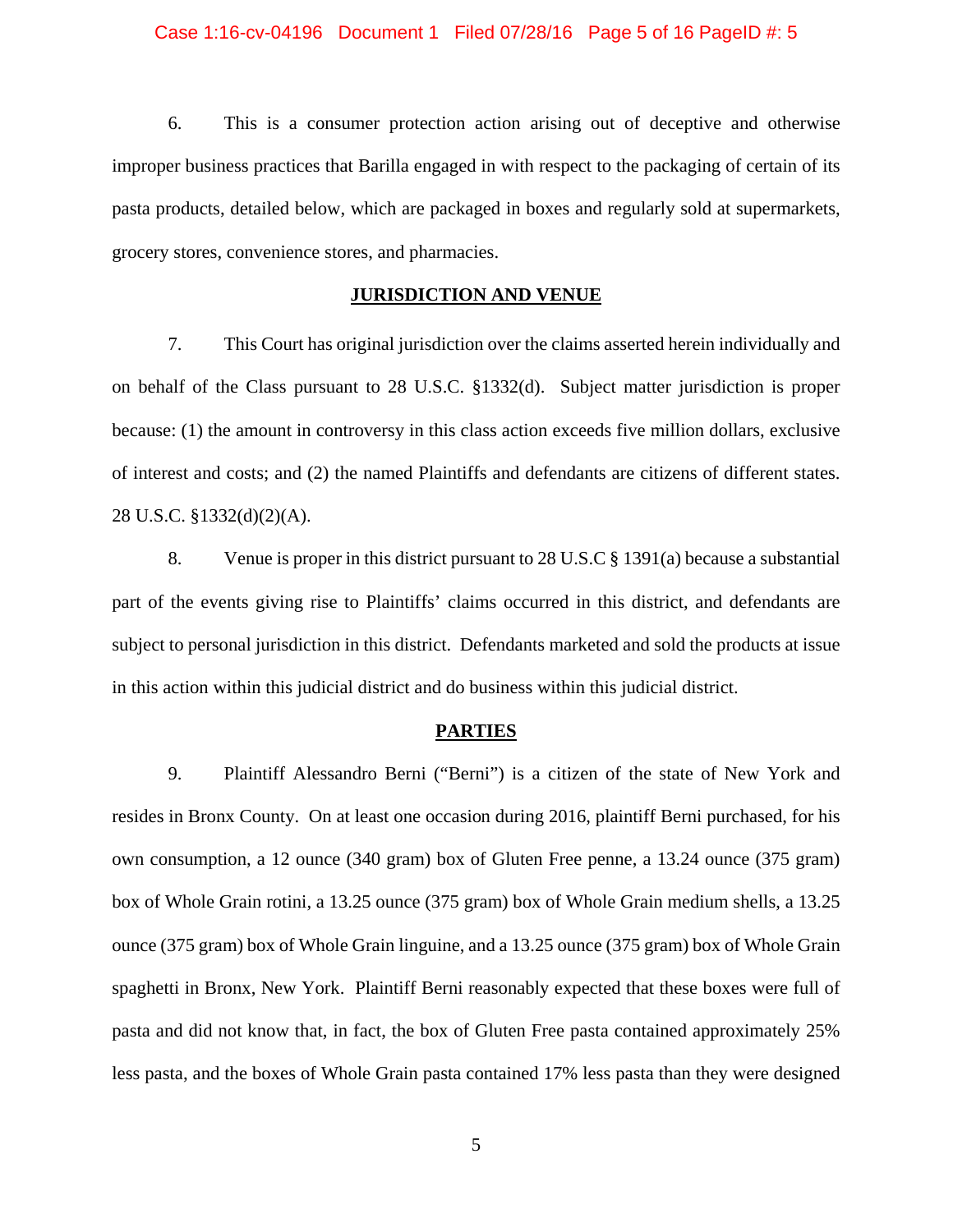6. This is a consumer protection action arising out of deceptive and otherwise improper business practices that Barilla engaged in with respect to the packaging of certain of its pasta products, detailed below, which are packaged in boxes and regularly sold at supermarkets, grocery stores, convenience stores, and pharmacies.

## JURISDICTION AND VENUE

7. This Court has original jurisdiction over the claims asserted herein individually and on behalf of the Class pursuant to 28 U.S.C. §1332(d). Subject matter jurisdiction is proper because: (1) the amount in controversy in this class action exceeds five million dollars, exclusive of interest and costs; and (2) the named Plaintiffs and defendants are citizens of different states. 28 U.S.C. §1332(d)(2)(A).

8. Venue is proper in this district pursuant to 28 U.S.C § 1391(a) because a substantial part of the events giving rise to Plaintiffs' claims occurred in this district, and defendants are subject to personal jurisdiction in this district. Defendants marketed and sold the products at issue in this action within this judicial district and do business within this judicial district.

## PARTIES

9. Plaintiff Alessandro Berni ("Berni") is a citizen of the state of New York and resides in Bronx County. On at least one occasion during 2016, plaintiff Berni purchased, for his own consumption, a 12 ounce (340 gram) box of Gluten Free penne, a 13.24 ounce (375 gram) box of Whole Grain rotini, a 13.25 ounce (375 gram) box of Whole Grain medium shells, a 13.25 ounce (375 gram) box of Whole Grain linguine, and a 13.25 ounce (375 gram) box of Whole Grain spaghetti in Bronx, New York. Plaintiff Berni reasonably expected that these boxes were full of pasta and did not know that, in fact, the box of Gluten Free pasta contained approximately 25% less pasta, and the boxes of Whole Grain pasta contained 17% less pasta than they were designed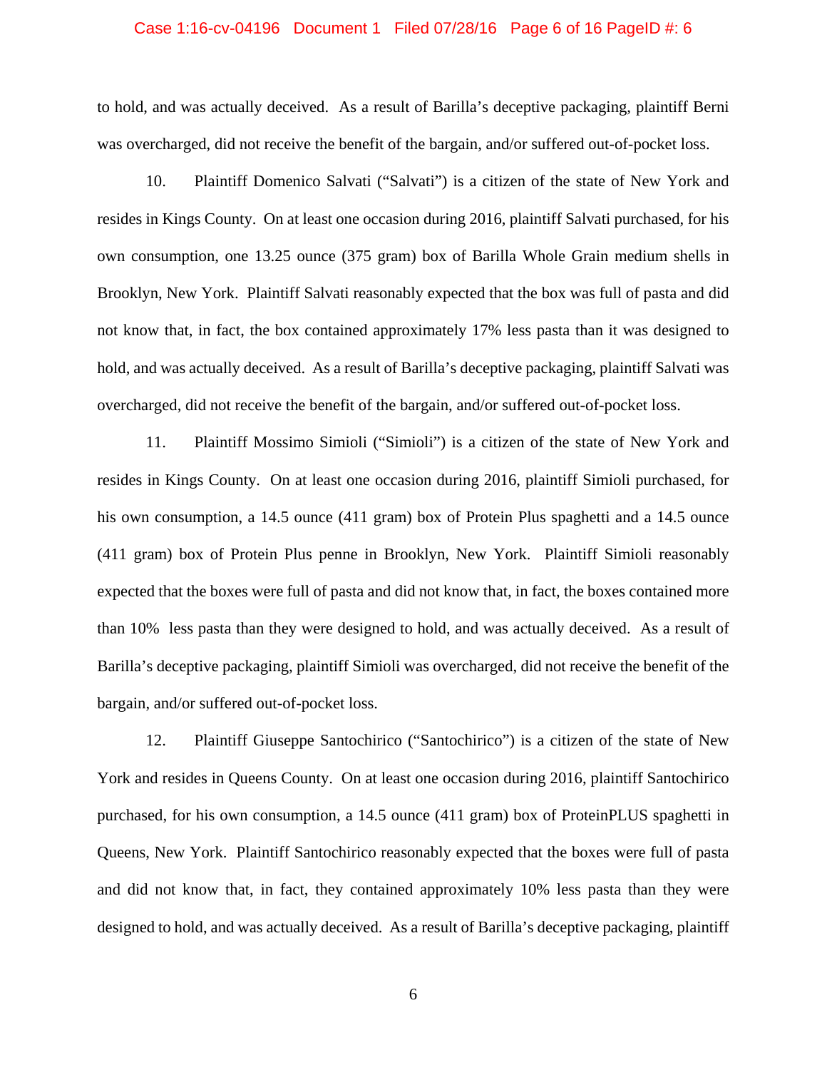to hold, and was actually deceived. As a result of Barilla's deceptive packaging, plaintiff Berni was overcharged, did not receive the benefit of the bargain, and/or suffered out-of-pocket loss.

10. Plaintiff Domenico Salvati ("Salvati") is a citizen of the state of New York and resides in Kings County. On at least one occasion during 2016, plaintiff Salvati purchased, for his own consumption, one 13.25 ounce (375 gram) box of Barilla Whole Grain medium shells in Brooklyn, New York. Plaintiff Salvati reasonably expected that the box was full of pasta and did not know that, in fact, the box contained approximately 17% less pasta than it was designed to hold, and was actually deceived. As a result of Barilla's deceptive packaging, plaintiff Salvati was overcharged, did not receive the benefit of the bargain, and/or suffered out-of-pocket loss.

11. Plaintiff Mossimo Simioli ("Simioli") is a citizen of the state of New York and resides in Kings County. On at least one occasion during 2016, plaintiff Simioli purchased, for his own consumption, a 14.5 ounce (411 gram) box of Protein Plus spaghetti and a 14.5 ounce (411 gram) box of Protein Plus penne in Brooklyn, New York. Plaintiff Simioli reasonably expected that the boxes were full of pasta and did not know that, in fact, the boxes contained more than 10% less pasta than they were designed to hold, and was actually deceived. As a result of Barilla's deceptive packaging, plaintiff Simioli was overcharged, did not receive the benefit of the bargain, and/or suffered out-of-pocket loss.

12. Plaintiff Giuseppe Santochirico ("Santochirico") is a citizen of the state of New York and resides in Queens County. On at least one occasion during 2016, plaintiff Santochirico purchased, for his own consumption, a 14.5 ounce (411 gram) box of ProteinPLUS spaghetti in Queens, New York. Plaintiff Santochirico reasonably expected that the boxes were full of pasta and did not know that, in fact, they contained approximately 10% less pasta than they were designed to hold, and was actually deceived. As a result of Barilla's deceptive packaging, plaintiff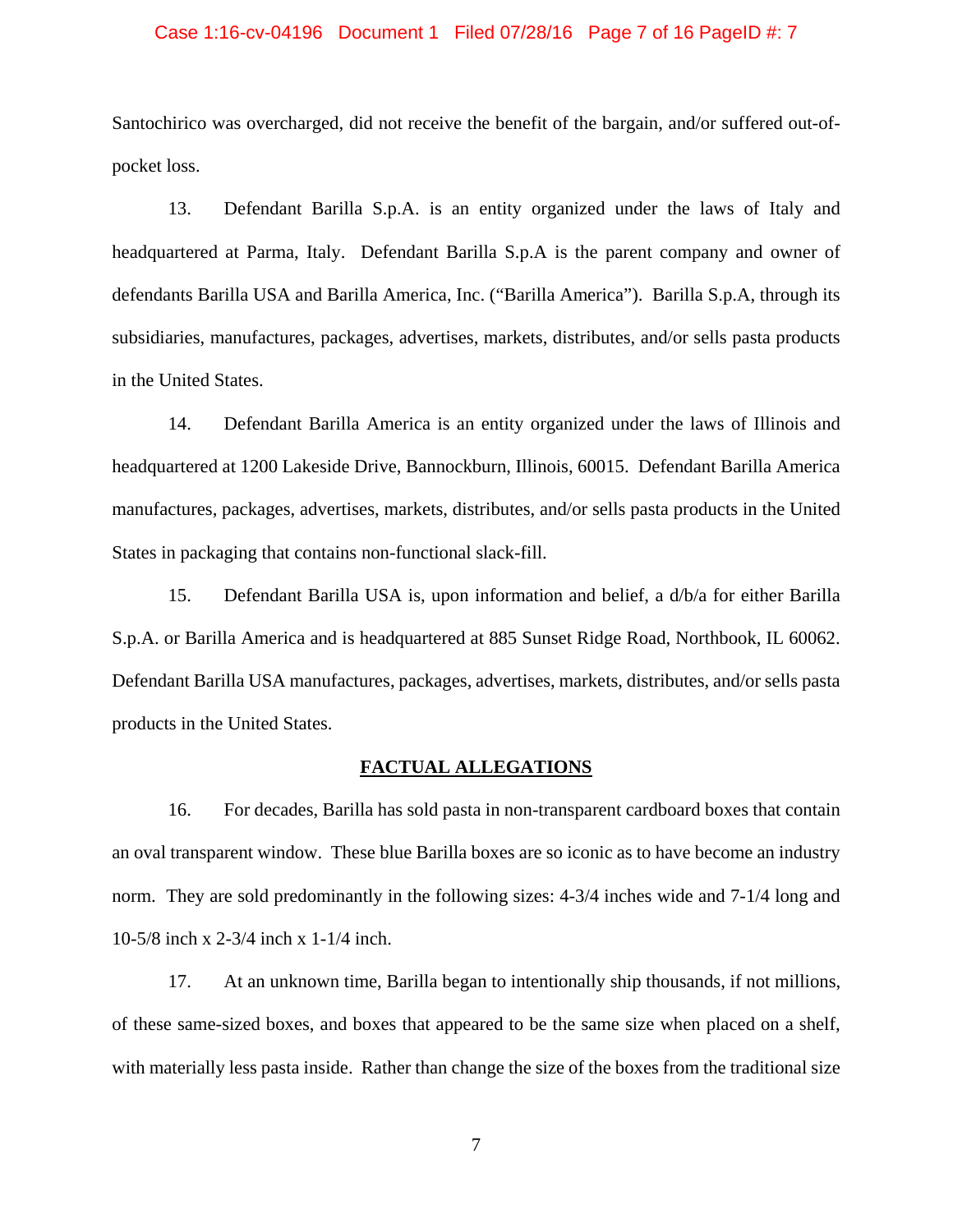Santochirico was overcharged, did not receive the benefit of the bargain, and/or suffered out-of-pocket loss.

13. Defendant Barilla S.p.A. is an entity organized under the laws of Italy and headquartered at Parma, Italy. Defendant Barilla S.p.A is the parent company and owner of defendants Barilla USA and Barilla America, Inc. ("Barilla America"). Barilla S.p.A, through its subsidiaries, manufactures, packages, advertises, markets, distributes, and/or sells pasta products in the United States.

14. Defendant Barilla America is an entity organized under the laws of Illinois and headquartered at 1200 Lakeside Drive, Bannockburn, Illinois, 60015. Defendant Barilla America manufactures, packages, advertises, markets, distributes, and/or sells pasta products in the United States in packaging that contains non-functional slack-fill.

15. Defendant Barilla USA is, upon information and belief, a d/b/a for either Barilla S.p.A. or Barilla America and is headquartered at 885 Sunset Ridge Road, Northbook, IL 60062. Defendant Barilla USA manufactures, packages, advertises, markets, distributes, and/or sells pasta products in the United States.

## FACTUAL ALLEGATIONS

16. For decades, Barilla has sold pasta in non-transparent cardboard boxes that contain an oval transparent window. These blue Barilla boxes are so iconic as to have become an industry norm. They are sold predominantly in the following sizes: 4-3/4 inches wide and 7-1/4 long and 10-5/8 inch x 2-3/4 inch x 1-1/4 inch.

17. At an unknown time, Barilla began to intentionally ship thousands, if not millions, of these same-sized boxes, and boxes that appeared to be the same size when placed on a shelf, with materially less pasta inside. Rather than change the size of the boxes from the traditional size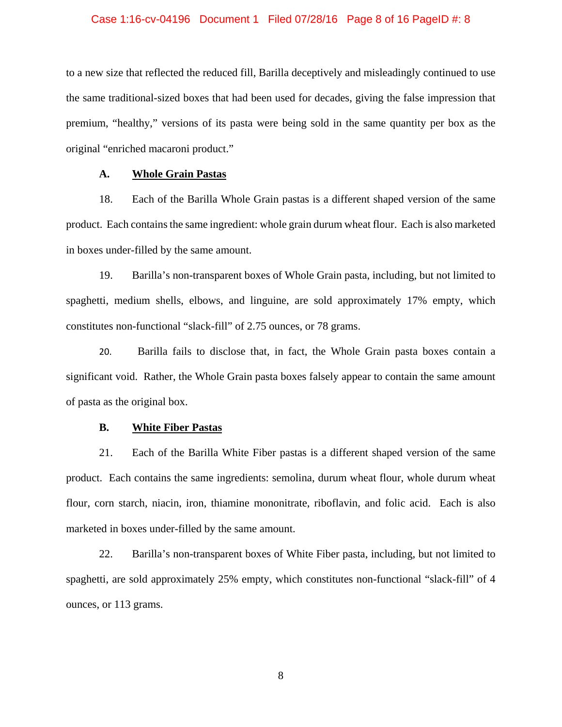to a new size that reflected the reduced fill, Barilla deceptively and misleadingly continued to use the same traditional-sized boxes that had been used for decades, giving the false impression that premium, "healthy," versions of its pasta were being sold in the same quantity per box as the original "enriched macaroni product."

### A. Whole Grain Pastas

18. Each of the Barilla Whole Grain pastas is a different shaped version of the same product. Each contains the same ingredient: whole grain durum wheat flour. Each is also marketed in boxes under-filled by the same amount.

19. Barilla's non-transparent boxes of Whole Grain pasta, including, but not limited to spaghetti, medium shells, elbows, and linguine, are sold approximately 17% empty, which constitutes non-functional "slack-fill" of 2.75 ounces, or 78 grams.

20. Barilla fails to disclose that, in fact, the Whole Grain pasta boxes contain a significant void. Rather, the Whole Grain pasta boxes falsely appear to contain the same amount of pasta as the original box.

### B. White Fiber Pastas

21. Each of the Barilla White Fiber pastas is a different shaped version of the same product. Each contains the same ingredients: semolina, durum wheat flour, whole durum wheat flour, corn starch, niacin, iron, thiamine mononitrate, riboflavin, and folic acid. Each is also marketed in boxes under-filled by the same amount.

22. Barilla's non-transparent boxes of White Fiber pasta, including, but not limited to spaghetti, are sold approximately 25% empty, which constitutes non-functional "slack-fill" of 4 ounces, or 113 grams.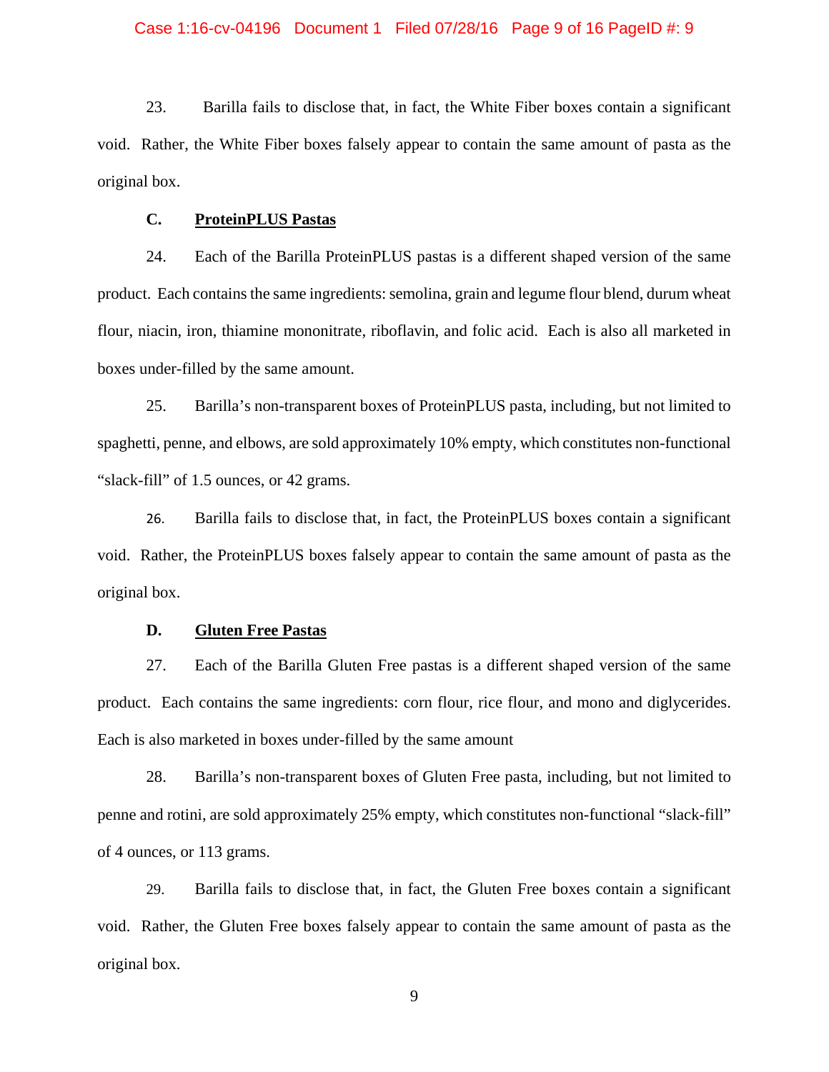23. Barilla fails to disclose that, in fact, the White Fiber boxes contain a significant void. Rather, the White Fiber boxes falsely appear to contain the same amount of pasta as the original box.

**C. <u>ProteinPLUS Pastas</u>**

24. Each of the Barilla ProteinPLUS pastas is a different shaped version of the same product. Each contains the same ingredients: semolina, grain and legume flour blend, durum wheat flour, niacin, iron, thiamine mononitrate, riboflavin, and folic acid. Each is also all marketed in boxes under-filled by the same amount.

25. Barilla's non-transparent boxes of ProteinPLUS pasta, including, but not limited to spaghetti, penne, and elbows, are sold approximately 10% empty, which constitutes non-functional "slack-fill" of 1.5 ounces, or 42 grams.

26. Barilla fails to disclose that, in fact, the ProteinPLUS boxes contain a significant void. Rather, the ProteinPLUS boxes falsely appear to contain the same amount of pasta as the original box.

**D. <u>Gluten Free Pastas</u>**

27. Each of the Barilla Gluten Free pastas is a different shaped version of the same product. Each contains the same ingredients: corn flour, rice flour, and mono and diglycerides. Each is also marketed in boxes under-filled by the same amount

28. Barilla's non-transparent boxes of Gluten Free pasta, including, but not limited to penne and rotini, are sold approximately 25% empty, which constitutes non-functional "slack-fill" of 4 ounces, or 113 grams.

29. Barilla fails to disclose that, in fact, the Gluten Free boxes contain a significant void. Rather, the Gluten Free boxes falsely appear to contain the same amount of pasta as the original box.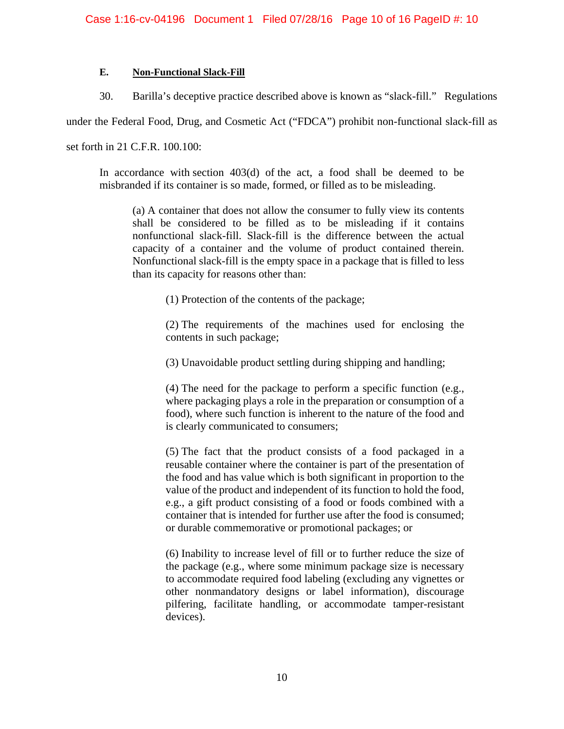### E. <u>Non-Functional Slack-Fill</u>

30. Barilla's deceptive practice described above is known as "slack-fill." Regulations under the Federal Food, Drug, and Cosmetic Act ("FDCA") prohibit non-functional slack-fill as set forth in 21 C.F.R. 100.100:

> In accordance with section 403(d) of the act, a food shall be deemed to be misbranded if its container is so made, formed, or filled as to be misleading.
>
> > (a) A container that does not allow the consumer to fully view its contents shall be considered to be filled as to be misleading if it contains nonfunctional slack-fill. Slack-fill is the difference between the actual capacity of a container and the volume of product contained therein. Nonfunctional slack-fill is the empty space in a package that is filled to less than its capacity for reasons other than:
> >
> > > (1) Protection of the contents of the package;
> > >
> > > (2) The requirements of the machines used for enclosing the contents in such package;
> > >
> > > (3) Unavoidable product settling during shipping and handling;
> > >
> > > (4) The need for the package to perform a specific function (e.g., where packaging plays a role in the preparation or consumption of a food), where such function is inherent to the nature of the food and is clearly communicated to consumers;
> > >
> > > (5) The fact that the product consists of a food packaged in a reusable container where the container is part of the presentation of the food and has value which is both significant in proportion to the value of the product and independent of its function to hold the food, e.g., a gift product consisting of a food or foods combined with a container that is intended for further use after the food is consumed; or durable commemorative or promotional packages; or
> > >
> > > (6) Inability to increase level of fill or to further reduce the size of the package (e.g., where some minimum package size is necessary to accommodate required food labeling (excluding any vignettes or other nonmandatory designs or label information), discourage pilfering, facilitate handling, or accommodate tamper-resistant devices).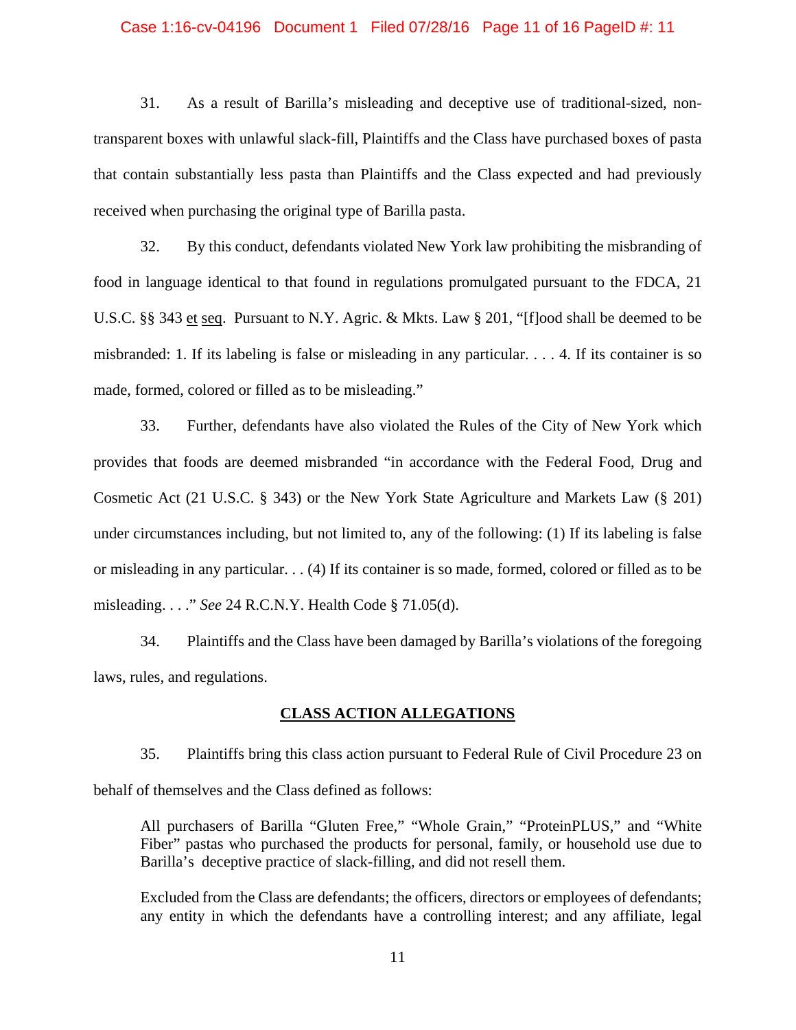31. As a result of Barilla's misleading and deceptive use of traditional-sized, non-transparent boxes with unlawful slack-fill, Plaintiffs and the Class have purchased boxes of pasta that contain substantially less pasta than Plaintiffs and the Class expected and had previously received when purchasing the original type of Barilla pasta.

32. By this conduct, defendants violated New York law prohibiting the misbranding of food in language identical to that found in regulations promulgated pursuant to the FDCA, 21 U.S.C. §§ 343 et seq. Pursuant to N.Y. Agric. & Mkts. Law § 201, "[f]ood shall be deemed to be misbranded: 1. If its labeling is false or misleading in any particular. . . . 4. If its container is so made, formed, colored or filled as to be misleading."

33. Further, defendants have also violated the Rules of the City of New York which provides that foods are deemed misbranded "in accordance with the Federal Food, Drug and Cosmetic Act (21 U.S.C. § 343) or the New York State Agriculture and Markets Law (§ 201) under circumstances including, but not limited to, any of the following: (1) If its labeling is false or misleading in any particular. . . (4) If its container is so made, formed, colored or filled as to be misleading. . . ." *See* 24 R.C.N.Y. Health Code § 71.05(d).

34. Plaintiffs and the Class have been damaged by Barilla's violations of the foregoing laws, rules, and regulations.

## CLASS ACTION ALLEGATIONS

35. Plaintiffs bring this class action pursuant to Federal Rule of Civil Procedure 23 on behalf of themselves and the Class defined as follows:

> All purchasers of Barilla "Gluten Free," "Whole Grain," "ProteinPLUS," and "White Fiber" pastas who purchased the products for personal, family, or household use due to Barilla's deceptive practice of slack-filling, and did not resell them.
>
> Excluded from the Class are defendants; the officers, directors or employees of defendants; any entity in which the defendants have a controlling interest; and any affiliate, legal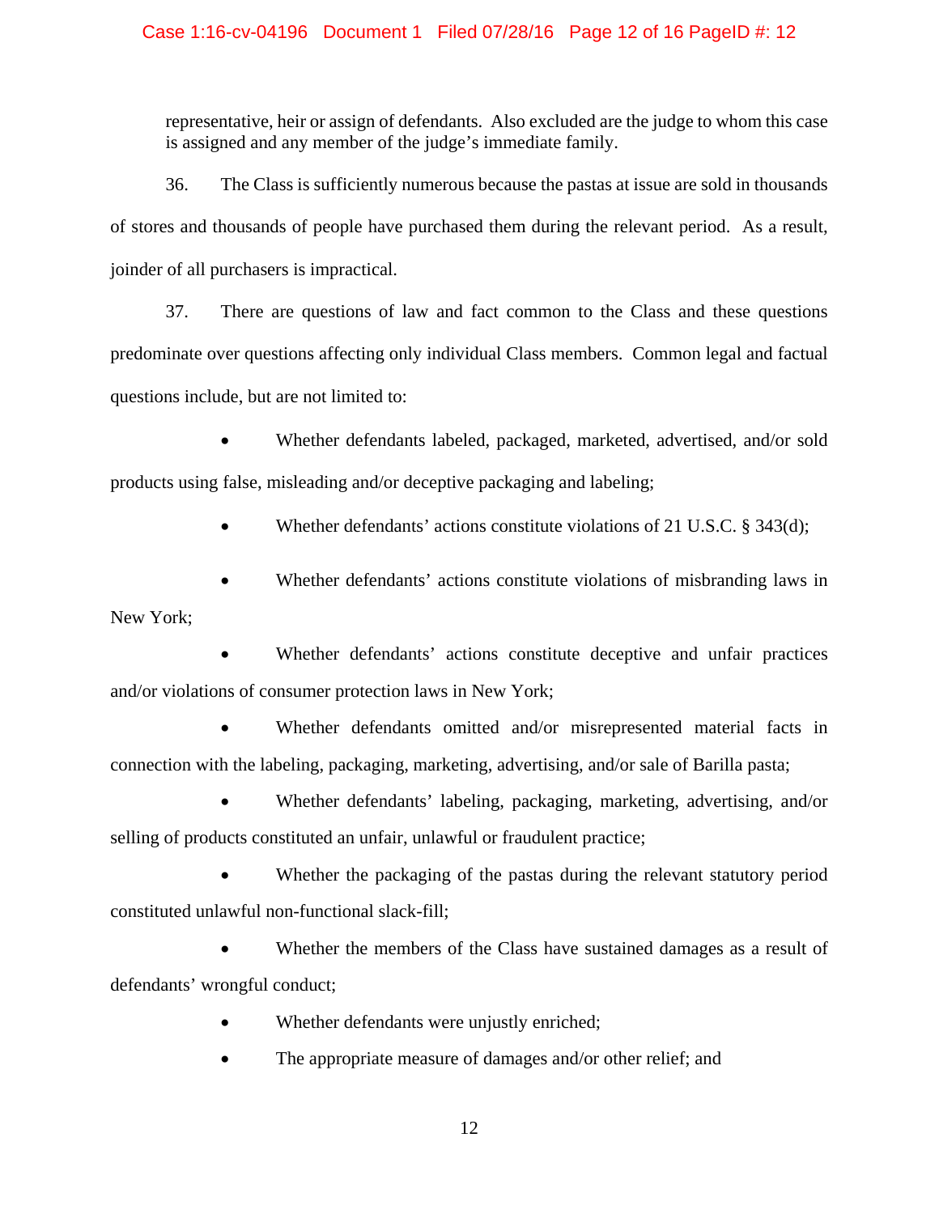representative, heir or assign of defendants. Also excluded are the judge to whom this case is assigned and any member of the judge's immediate family.

36. The Class is sufficiently numerous because the pastas at issue are sold in thousands of stores and thousands of people have purchased them during the relevant period. As a result, joinder of all purchasers is impractical.

37. There are questions of law and fact common to the Class and these questions predominate over questions affecting only individual Class members. Common legal and factual questions include, but are not limited to:

- Whether defendants labeled, packaged, marketed, advertised, and/or sold products using false, misleading and/or deceptive packaging and labeling;
- Whether defendants' actions constitute violations of 21 U.S.C. § 343(d);
- Whether defendants' actions constitute violations of misbranding laws in New York;
- Whether defendants' actions constitute deceptive and unfair practices and/or violations of consumer protection laws in New York;
- Whether defendants omitted and/or misrepresented material facts in connection with the labeling, packaging, marketing, advertising, and/or sale of Barilla pasta;
- Whether defendants' labeling, packaging, marketing, advertising, and/or selling of products constituted an unfair, unlawful or fraudulent practice;
- Whether the packaging of the pastas during the relevant statutory period constituted unlawful non-functional slack-fill;
- Whether the members of the Class have sustained damages as a result of defendants' wrongful conduct;
- Whether defendants were unjustly enriched;
- The appropriate measure of damages and/or other relief; and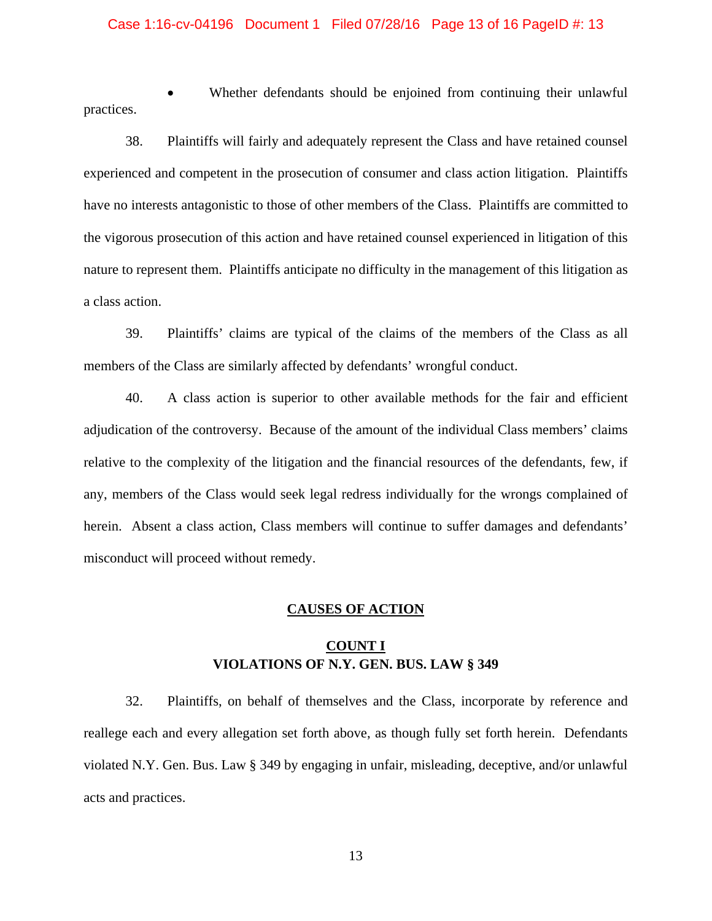- Whether defendants should be enjoined from continuing their unlawful practices.

38. Plaintiffs will fairly and adequately represent the Class and have retained counsel experienced and competent in the prosecution of consumer and class action litigation. Plaintiffs have no interests antagonistic to those of other members of the Class. Plaintiffs are committed to the vigorous prosecution of this action and have retained counsel experienced in litigation of this nature to represent them. Plaintiffs anticipate no difficulty in the management of this litigation as a class action.

39. Plaintiffs' claims are typical of the claims of the members of the Class as all members of the Class are similarly affected by defendants' wrongful conduct.

40. A class action is superior to other available methods for the fair and efficient adjudication of the controversy. Because of the amount of the individual Class members' claims relative to the complexity of the litigation and the financial resources of the defendants, few, if any, members of the Class would seek legal redress individually for the wrongs complained of herein. Absent a class action, Class members will continue to suffer damages and defendants' misconduct will proceed without remedy.

## CAUSES OF ACTION

### COUNT I
### VIOLATIONS OF N.Y. GEN. BUS. LAW § 349

32. Plaintiffs, on behalf of themselves and the Class, incorporate by reference and reallege each and every allegation set forth above, as though fully set forth herein. Defendants violated N.Y. Gen. Bus. Law § 349 by engaging in unfair, misleading, deceptive, and/or unlawful acts and practices.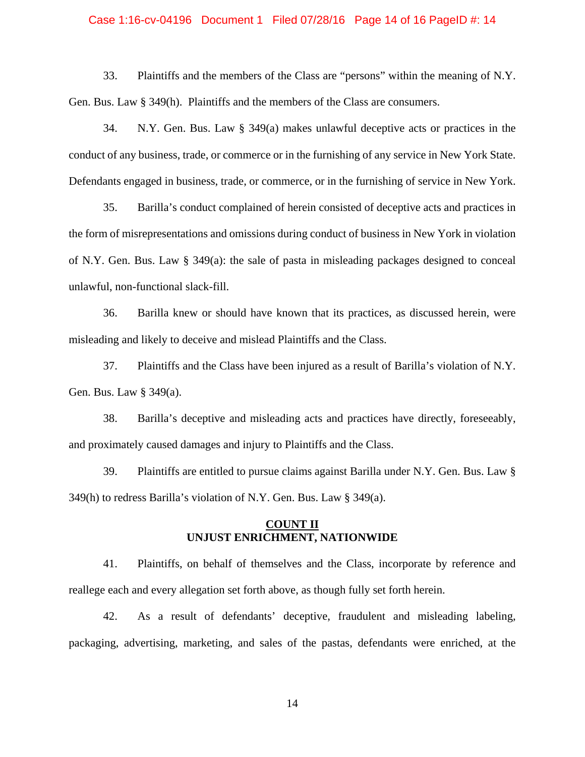33. Plaintiffs and the members of the Class are "persons" within the meaning of N.Y. Gen. Bus. Law § 349(h). Plaintiffs and the members of the Class are consumers.

34. N.Y. Gen. Bus. Law § 349(a) makes unlawful deceptive acts or practices in the conduct of any business, trade, or commerce or in the furnishing of any service in New York State. Defendants engaged in business, trade, or commerce, or in the furnishing of service in New York.

35. Barilla's conduct complained of herein consisted of deceptive acts and practices in the form of misrepresentations and omissions during conduct of business in New York in violation of N.Y. Gen. Bus. Law § 349(a): the sale of pasta in misleading packages designed to conceal unlawful, non-functional slack-fill.

36. Barilla knew or should have known that its practices, as discussed herein, were misleading and likely to deceive and mislead Plaintiffs and the Class.

37. Plaintiffs and the Class have been injured as a result of Barilla's violation of N.Y. Gen. Bus. Law § 349(a).

38. Barilla's deceptive and misleading acts and practices have directly, foreseeably, and proximately caused damages and injury to Plaintiffs and the Class.

39. Plaintiffs are entitled to pursue claims against Barilla under N.Y. Gen. Bus. Law § 349(h) to redress Barilla's violation of N.Y. Gen. Bus. Law § 349(a).

## COUNT II
## UNJUST ENRICHMENT, NATIONWIDE

41. Plaintiffs, on behalf of themselves and the Class, incorporate by reference and reallege each and every allegation set forth above, as though fully set forth herein.

42. As a result of defendants' deceptive, fraudulent and misleading labeling, packaging, advertising, marketing, and sales of the pastas, defendants were enriched, at the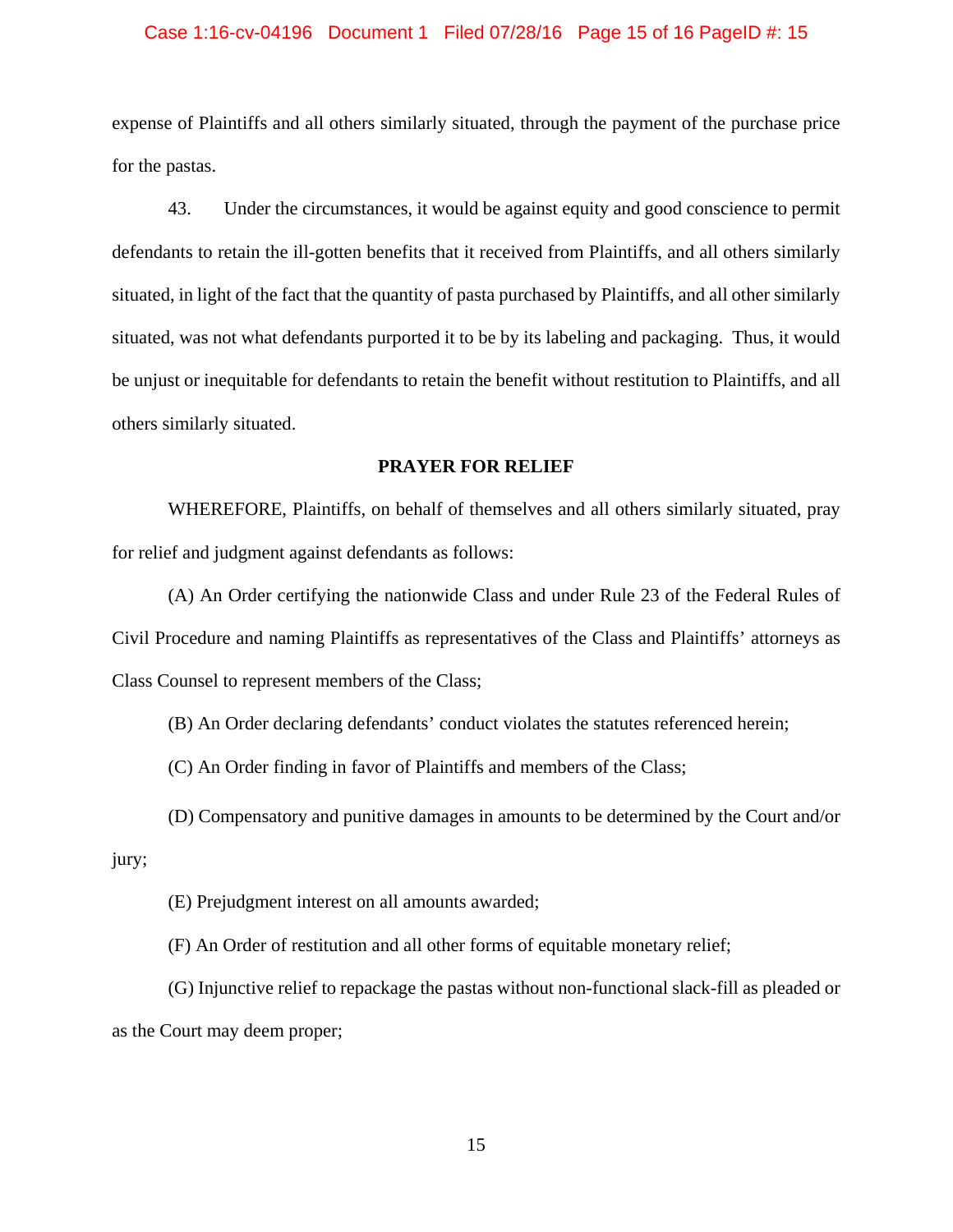expense of Plaintiffs and all others similarly situated, through the payment of the purchase price for the pastas.

43. Under the circumstances, it would be against equity and good conscience to permit defendants to retain the ill-gotten benefits that it received from Plaintiffs, and all others similarly situated, in light of the fact that the quantity of pasta purchased by Plaintiffs, and all other similarly situated, was not what defendants purported it to be by its labeling and packaging. Thus, it would be unjust or inequitable for defendants to retain the benefit without restitution to Plaintiffs, and all others similarly situated.

**PRAYER FOR RELIEF**

WHEREFORE, Plaintiffs, on behalf of themselves and all others similarly situated, pray for relief and judgment against defendants as follows:

(A) An Order certifying the nationwide Class and under Rule 23 of the Federal Rules of Civil Procedure and naming Plaintiffs as representatives of the Class and Plaintiffs' attorneys as Class Counsel to represent members of the Class;

(B) An Order declaring defendants' conduct violates the statutes referenced herein;

(C) An Order finding in favor of Plaintiffs and members of the Class;

(D) Compensatory and punitive damages in amounts to be determined by the Court and/or jury;

(E) Prejudgment interest on all amounts awarded;

(F) An Order of restitution and all other forms of equitable monetary relief;

(G) Injunctive relief to repackage the pastas without non-functional slack-fill as pleaded or as the Court may deem proper;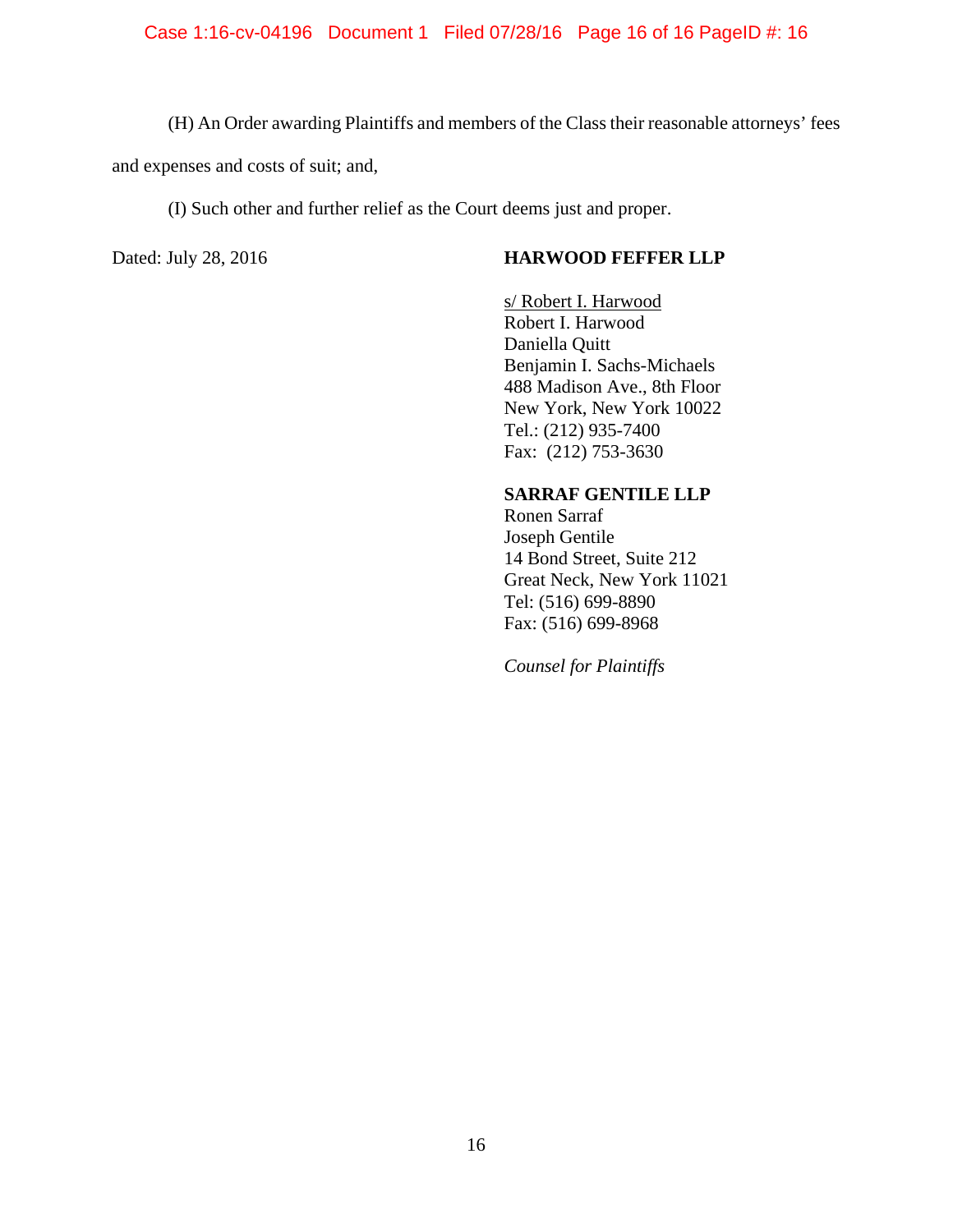(H) An Order awarding Plaintiffs and members of the Class their reasonable attorneys' fees and expenses and costs of suit; and,

(I) Such other and further relief as the Court deems just and proper.

Dated: July 28, 2016

**HARWOOD FEFFER LLP**

s/ Robert I. Harwood  
Robert I. Harwood  
Daniella Quitt  
Benjamin I. Sachs-Michaels  
488 Madison Ave., 8th Floor  
New York, New York 10022  
Tel.: (212) 935-7400  
Fax: (212) 753-3630

**SARRAF GENTILE LLP**  
Ronen Sarraf  
Joseph Gentile  
14 Bond Street, Suite 212  
Great Neck, New York 11021  
Tel: (516) 699-8890  
Fax: (516) 699-8968

*Counsel for Plaintiffs*